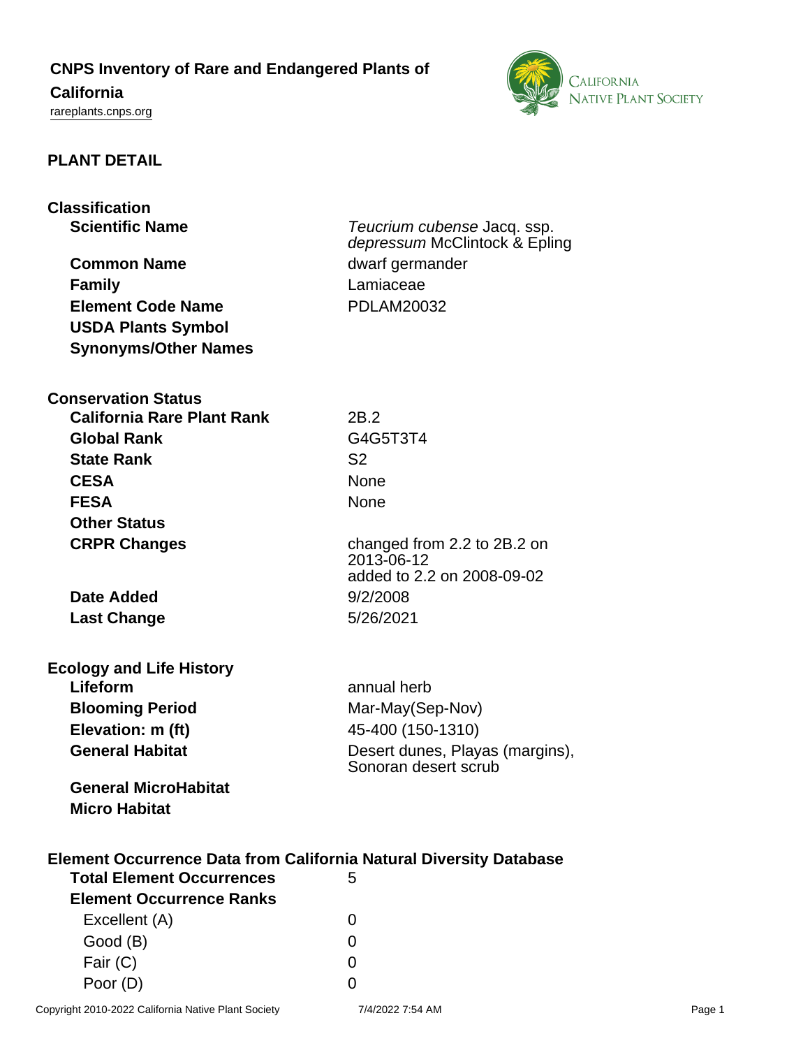# CNPS Inventory of Rare and Endangered Plants of California

rareplants.cnps.org

## PLANT DETAIL

### Classification

| | |
|---|---|
| **Scientific Name** | *Teucrium cubense* Jacq. ssp. *depressum* McClintock & Epling |
| **Common Name** | dwarf germander |
| **Family** | Lamiaceae |
| **Element Code Name** | PDLAM20032 |
| **USDA Plants Symbol** | |
| **Synonyms/Other Names** | |

### Conservation Status

| | |
|---|---|
| **California Rare Plant Rank** | 2B.2 |
| **Global Rank** | G4G5T3T4 |
| **State Rank** | S2 |
| **CESA** | None |
| **FESA** | None |
| **Other Status** | |
| **CRPR Changes** | changed from 2.2 to 2B.2 on 2013-06-12<br>added to 2.2 on 2008-09-02 |
| **Date Added** | 9/2/2008 |
| **Last Change** | 5/26/2021 |

### Ecology and Life History

| | |
|---|---|
| **Lifeform** | annual herb |
| **Blooming Period** | Mar-May(Sep-Nov) |
| **Elevation: m (ft)** | 45-400 (150-1310) |
| **General Habitat** | Desert dunes, Playas (margins), Sonoran desert scrub |
| **General MicroHabitat** | |
| **Micro Habitat** | |

### Element Occurrence Data from California Natural Diversity Database

| | |
|---|---|
| **Total Element Occurrences** | 5 |
| **Element Occurrence Ranks** | |
| Excellent (A) | 0 |
| Good (B) | 0 |
| Fair (C) | 0 |
| Poor (D) | 0 |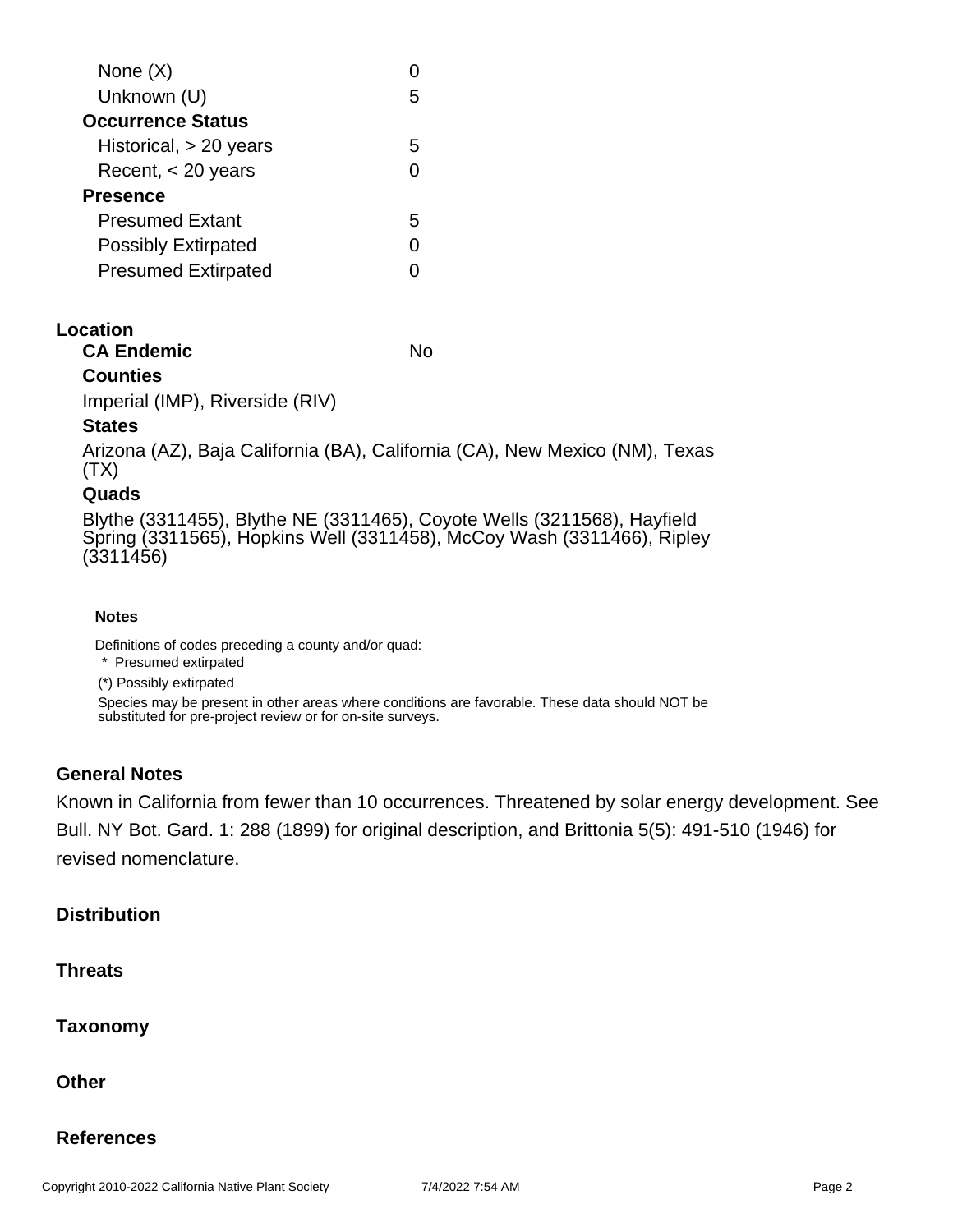| | |
|---|---|
| None (X) | 0 |
| Unknown (U) | 5 |
| **Occurrence Status** | |
| Historical, > 20 years | 5 |
| Recent, < 20 years | 0 |
| **Presence** | |
| Presumed Extant | 5 |
| Possibly Extirpated | 0 |
| Presumed Extirpated | 0 |

## Location

**CA Endemic** No

**Counties**

Imperial (IMP), Riverside (RIV)

**States**

Arizona (AZ), Baja California (BA), California (CA), New Mexico (NM), Texas (TX)

**Quads**

Blythe (3311455), Blythe NE (3311465), Coyote Wells (3211568), Hayfield Spring (3311565), Hopkins Well (3311458), McCoy Wash (3311466), Ripley (3311456)

**Notes**

Definitions of codes preceding a county and/or quad:

\* Presumed extirpated

(*) Possibly extirpated

Species may be present in other areas where conditions are favorable. These data should NOT be substituted for pre-project review or for on-site surveys.

## General Notes

Known in California from fewer than 10 occurrences. Threatened by solar energy development. See Bull. NY Bot. Gard. 1: 288 (1899) for original description, and Brittonia 5(5): 491-510 (1946) for revised nomenclature.

## Distribution

## Threats

## Taxonomy

## Other

## References